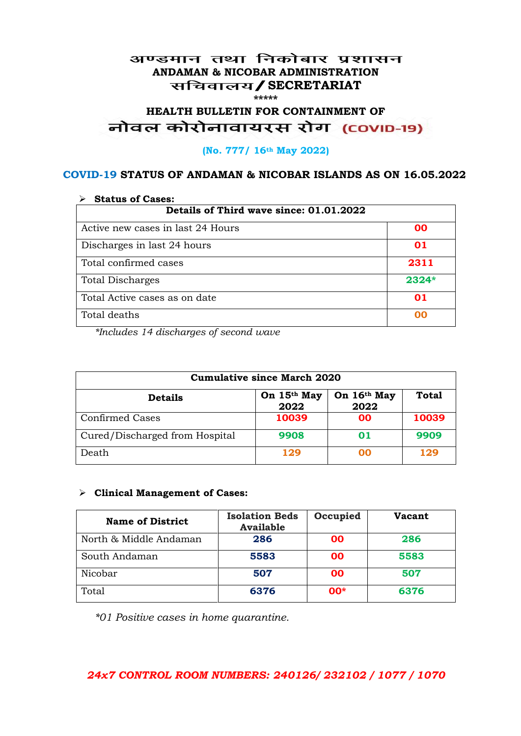# अण्डमान तथा निकोबार प्रशासन
## ANDAMAN & NICOBAR ADMINISTRATION
## सचिवालय / SECRETARIAT

*****

## HEALTH BULLETIN FOR CONTAINMENT OF
## नोवल कोरोनावायरस रोग (COVID-19)

**(No. 777/ 16th May 2022)**

### COVID-19 STATUS OF ANDAMAN & NICOBAR ISLANDS AS ON 16.05.2022

➢ **Status of Cases:**

| Details of Third wave since: 01.01.2022 | |
|---|---|
| Active new cases in last 24 Hours | 00 |
| Discharges in last 24 hours | 01 |
| Total confirmed cases | 2311 |
| Total Discharges | 2324* |
| Total Active cases as on date | 01 |
| Total deaths | 00 |

*\*Includes 14 discharges of second wave*

| Cumulative since March 2020 | | | |
|---|---|---|---|
| **Details** | **On 15th May 2022** | **On 16th May 2022** | **Total** |
| Confirmed Cases | 10039 | 00 | 10039 |
| Cured/Discharged from Hospital | 9908 | 01 | 9909 |
| Death | 129 | 00 | 129 |

➢ **Clinical Management of Cases:**

| Name of District | Isolation Beds Available | Occupied | Vacant |
|---|---|---|---|
| North & Middle Andaman | 286 | 00 | 286 |
| South Andaman | 5583 | 00 | 5583 |
| Nicobar | 507 | 00 | 507 |
| Total | 6376 | 00* | 6376 |

*\*01 Positive cases in home quarantine.*

***24x7 CONTROL ROOM NUMBERS: 240126/ 232102 / 1077 / 1070***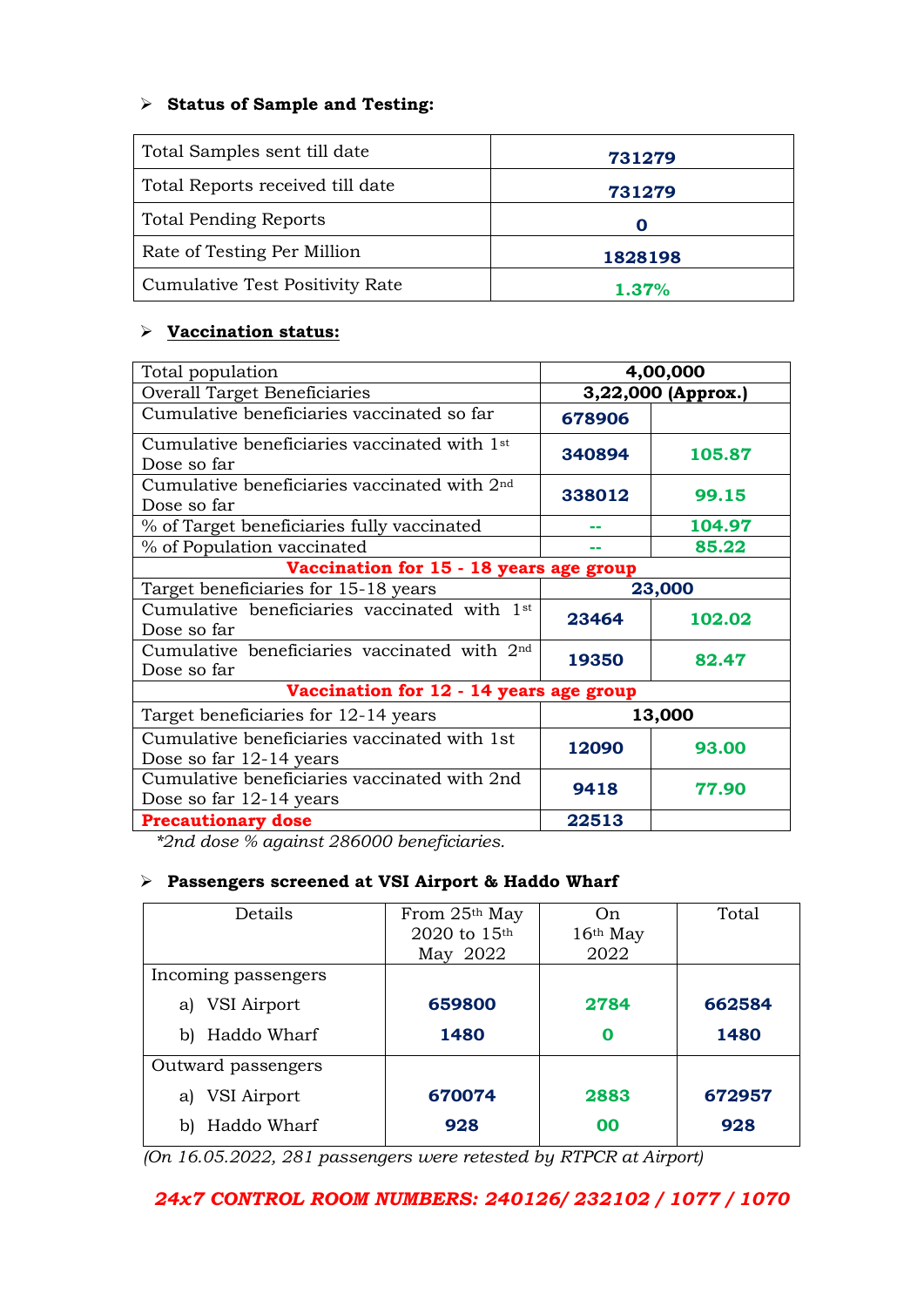- **Status of Sample and Testing:**

| | |
|---|---|
| Total Samples sent till date | 731279 |
| Total Reports received till date | 731279 |
| Total Pending Reports | 0 |
| Rate of Testing Per Million | 1828198 |
| Cumulative Test Positivity Rate | 1.37% |

- **Vaccination status:**

| | | |
|---|---|---|
| Total population | 4,00,000 | |
| Overall Target Beneficiaries | 3,22,000 (Approx.) | |
| Cumulative beneficiaries vaccinated so far | 678906 | |
| Cumulative beneficiaries vaccinated with 1st Dose so far | 340894 | 105.87 |
| Cumulative beneficiaries vaccinated with 2nd Dose so far | 338012 | 99.15 |
| % of Target beneficiaries fully vaccinated | -- | 104.97 |
| % of Population vaccinated | -- | 85.22 |
| **Vaccination for 15 - 18 years age group** | | |
| Target beneficiaries for 15-18 years | 23,000 | |
| Cumulative beneficiaries vaccinated with 1st Dose so far | 23464 | 102.02 |
| Cumulative beneficiaries vaccinated with 2nd Dose so far | 19350 | 82.47 |
| **Vaccination for 12 - 14 years age group** | | |
| Target beneficiaries for 12-14 years | 13,000 | |
| Cumulative beneficiaries vaccinated with 1st Dose so far 12-14 years | 12090 | 93.00 |
| Cumulative beneficiaries vaccinated with 2nd Dose so far 12-14 years | 9418 | 77.90 |
| **Precautionary dose** | 22513 | |

*\*2nd dose % against 286000 beneficiaries.*

- **Passengers screened at VSI Airport & Haddo Wharf**

| Details | From 25th May 2020 to 15th May 2022 | On 16th May 2022 | Total |
|---|---|---|---|
| Incoming passengers | | | |
| a) VSI Airport | 659800 | 2784 | 662584 |
| b) Haddo Wharf | 1480 | 0 | 1480 |
| Outward passengers | | | |
| a) VSI Airport | 670074 | 2883 | 672957 |
| b) Haddo Wharf | 928 | 00 | 928 |

*(On 16.05.2022, 281 passengers were retested by RTPCR at Airport)*

***24x7 CONTROL ROOM NUMBERS: 240126/ 232102 / 1077 / 1070***